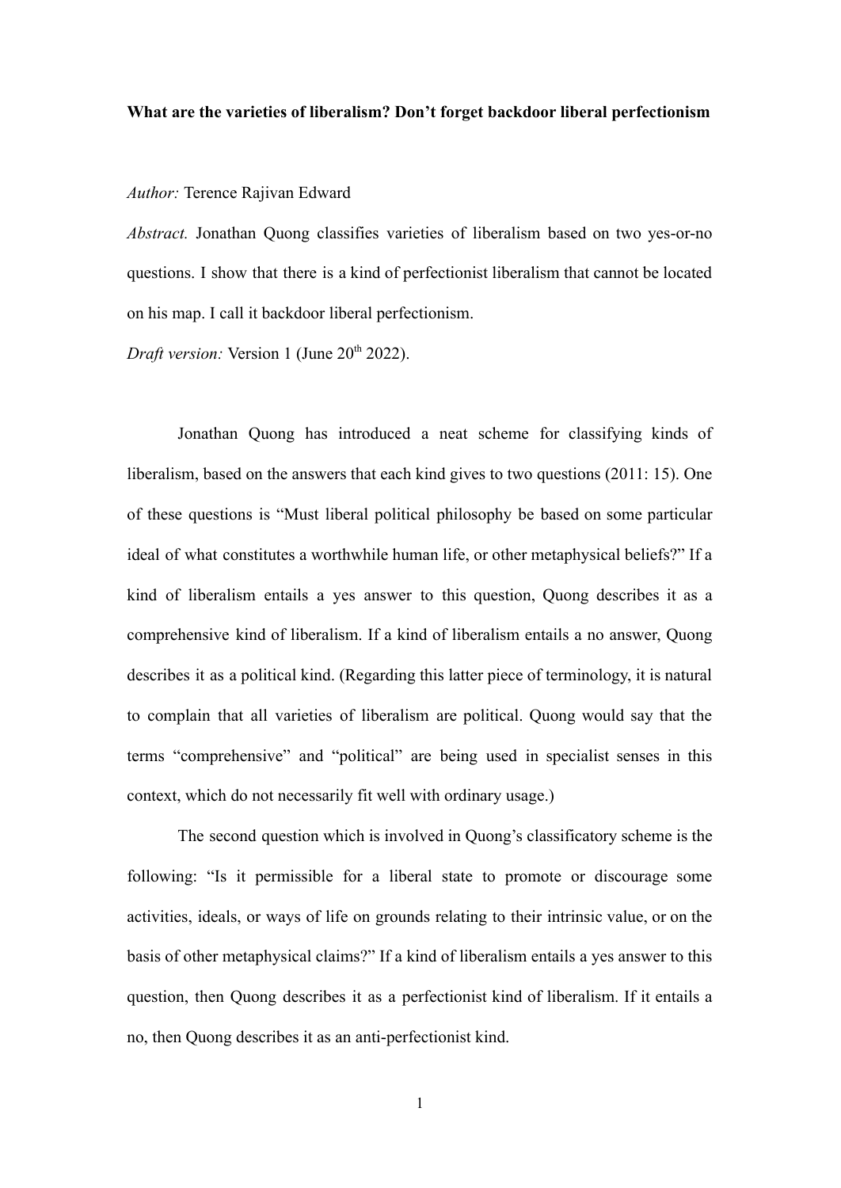**What are the varieties of liberalism? Don't forget backdoor liberal perfectionism**

*Author:* Terence Rajivan Edward

*Abstract.* Jonathan Quong classifies varieties of liberalism based on two yes-or-no questions. I show that there is a kind of perfectionist liberalism that cannot be located on his map. I call it backdoor liberal perfectionism.

*Draft version:* Version 1 (June 20th 2022).

Jonathan Quong has introduced a neat scheme for classifying kinds of liberalism, based on the answers that each kind gives to two questions (2011: 15). One of these questions is "Must liberal political philosophy be based on some particular ideal of what constitutes a worthwhile human life, or other metaphysical beliefs?" If a kind of liberalism entails a yes answer to this question, Quong describes it as a comprehensive kind of liberalism. If a kind of liberalism entails a no answer, Quong describes it as a political kind. (Regarding this latter piece of terminology, it is natural to complain that all varieties of liberalism are political. Quong would say that the terms "comprehensive" and "political" are being used in specialist senses in this context, which do not necessarily fit well with ordinary usage.)

The second question which is involved in Quong's classificatory scheme is the following: "Is it permissible for a liberal state to promote or discourage some activities, ideals, or ways of life on grounds relating to their intrinsic value, or on the basis of other metaphysical claims?" If a kind of liberalism entails a yes answer to this question, then Quong describes it as a perfectionist kind of liberalism. If it entails a no, then Quong describes it as an anti-perfectionist kind.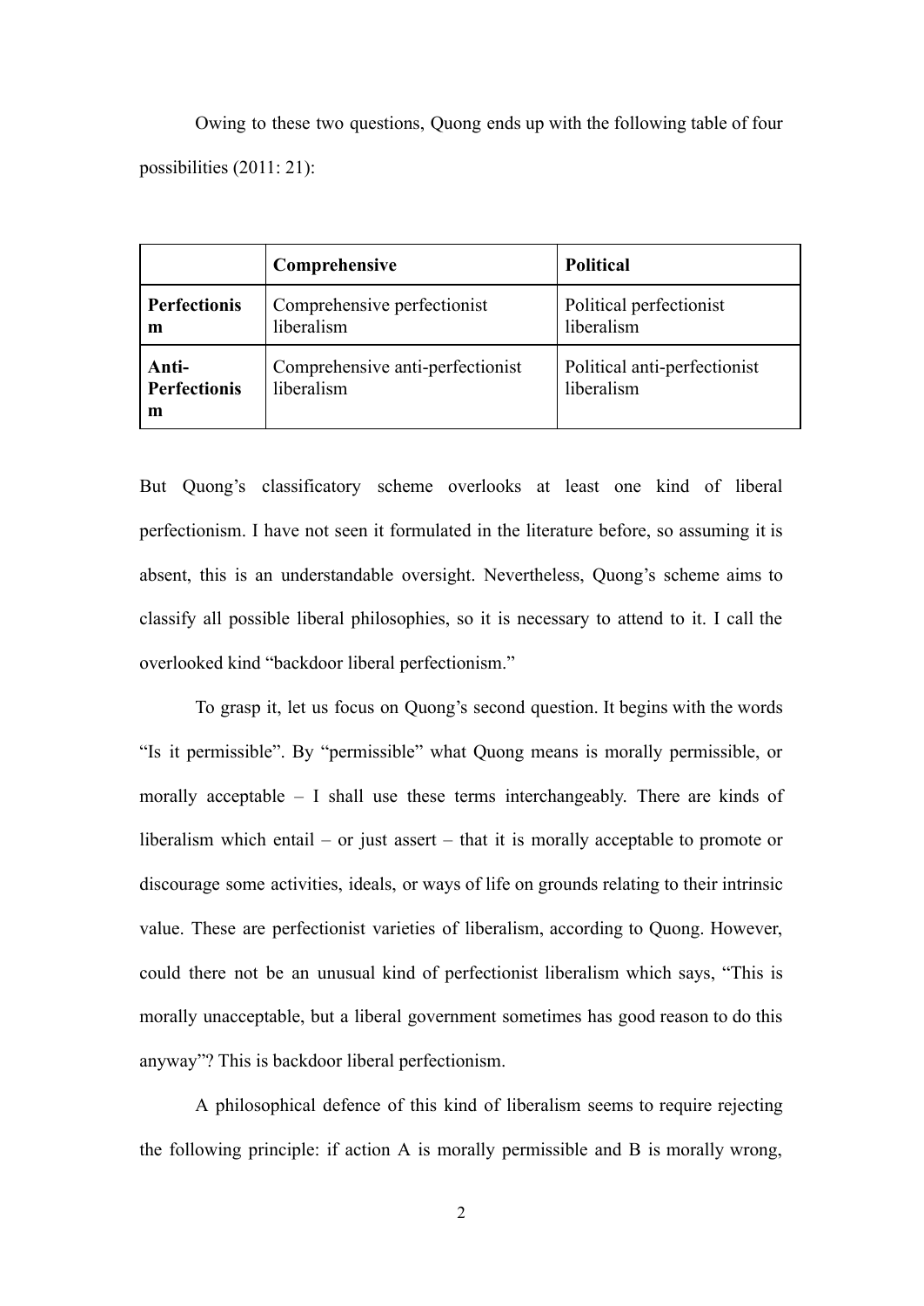Owing to these two questions, Quong ends up with the following table of four possibilities (2011: 21):

| | **Comprehensive** | **Political** |
|---|---|---|
| **Perfectionism** | Comprehensive perfectionist liberalism | Political perfectionist liberalism |
| **Anti-Perfectionism** | Comprehensive anti-perfectionist liberalism | Political anti-perfectionist liberalism |

But Quong's classificatory scheme overlooks at least one kind of liberal perfectionism. I have not seen it formulated in the literature before, so assuming it is absent, this is an understandable oversight. Nevertheless, Quong's scheme aims to classify all possible liberal philosophies, so it is necessary to attend to it. I call the overlooked kind "backdoor liberal perfectionism."

To grasp it, let us focus on Quong's second question. It begins with the words "Is it permissible". By "permissible" what Quong means is morally permissible, or morally acceptable – I shall use these terms interchangeably. There are kinds of liberalism which entail – or just assert – that it is morally acceptable to promote or discourage some activities, ideals, or ways of life on grounds relating to their intrinsic value. These are perfectionist varieties of liberalism, according to Quong. However, could there not be an unusual kind of perfectionist liberalism which says, "This is morally unacceptable, but a liberal government sometimes has good reason to do this anyway"? This is backdoor liberal perfectionism.

A philosophical defence of this kind of liberalism seems to require rejecting the following principle: if action A is morally permissible and B is morally wrong,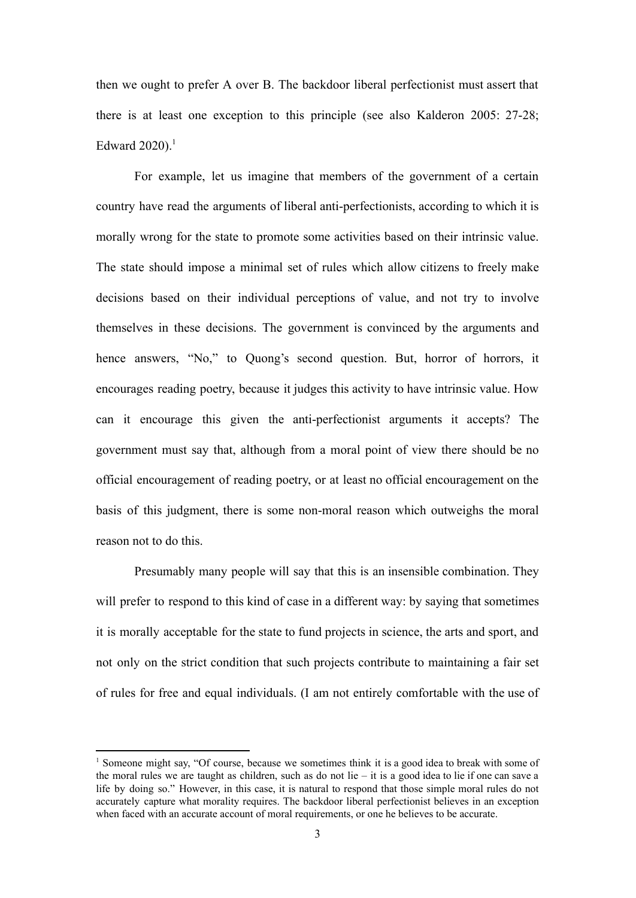then we ought to prefer A over B. The backdoor liberal perfectionist must assert that there is at least one exception to this principle (see also Kalderon 2005: 27-28; Edward 2020).[1]

For example, let us imagine that members of the government of a certain country have read the arguments of liberal anti-perfectionists, according to which it is morally wrong for the state to promote some activities based on their intrinsic value. The state should impose a minimal set of rules which allow citizens to freely make decisions based on their individual perceptions of value, and not try to involve themselves in these decisions. The government is convinced by the arguments and hence answers, "No," to Quong's second question. But, horror of horrors, it encourages reading poetry, because it judges this activity to have intrinsic value. How can it encourage this given the anti-perfectionist arguments it accepts? The government must say that, although from a moral point of view there should be no official encouragement of reading poetry, or at least no official encouragement on the basis of this judgment, there is some non-moral reason which outweighs the moral reason not to do this.

Presumably many people will say that this is an insensible combination. They will prefer to respond to this kind of case in a different way: by saying that sometimes it is morally acceptable for the state to fund projects in science, the arts and sport, and not only on the strict condition that such projects contribute to maintaining a fair set of rules for free and equal individuals. (I am not entirely comfortable with the use of

[1] Someone might say, "Of course, because we sometimes think it is a good idea to break with some of the moral rules we are taught as children, such as do not lie – it is a good idea to lie if one can save a life by doing so." However, in this case, it is natural to respond that those simple moral rules do not accurately capture what morality requires. The backdoor liberal perfectionist believes in an exception when faced with an accurate account of moral requirements, or one he believes to be accurate.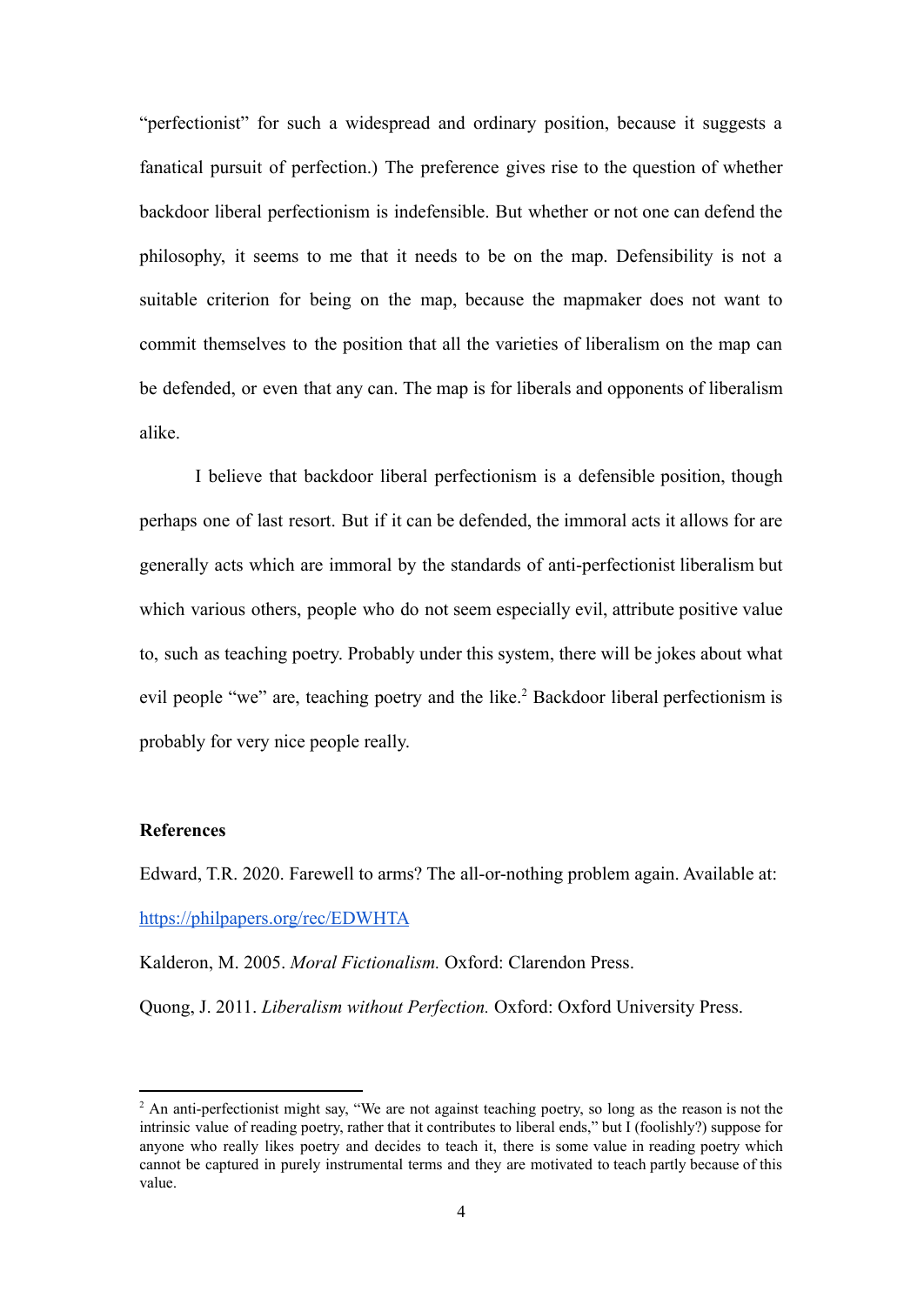"perfectionist" for such a widespread and ordinary position, because it suggests a fanatical pursuit of perfection.) The preference gives rise to the question of whether backdoor liberal perfectionism is indefensible. But whether or not one can defend the philosophy, it seems to me that it needs to be on the map. Defensibility is not a suitable criterion for being on the map, because the mapmaker does not want to commit themselves to the position that all the varieties of liberalism on the map can be defended, or even that any can. The map is for liberals and opponents of liberalism alike.

I believe that backdoor liberal perfectionism is a defensible position, though perhaps one of last resort. But if it can be defended, the immoral acts it allows for are generally acts which are immoral by the standards of anti-perfectionist liberalism but which various others, people who do not seem especially evil, attribute positive value to, such as teaching poetry. Probably under this system, there will be jokes about what evil people "we" are, teaching poetry and the like.[2] Backdoor liberal perfectionism is probably for very nice people really.

**References**

Edward, T.R. 2020. Farewell to arms? The all-or-nothing problem again. Available at: [https://philpapers.org/rec/EDWHTA](https://philpapers.org/rec/EDWHTA)

Kalderon, M. 2005. *Moral Fictionalism.* Oxford: Clarendon Press.

Quong, J. 2011. *Liberalism without Perfection.* Oxford: Oxford University Press.

---

[2] An anti-perfectionist might say, "We are not against teaching poetry, so long as the reason is not the intrinsic value of reading poetry, rather that it contributes to liberal ends," but I (foolishly?) suppose for anyone who really likes poetry and decides to teach it, there is some value in reading poetry which cannot be captured in purely instrumental terms and they are motivated to teach partly because of this value.